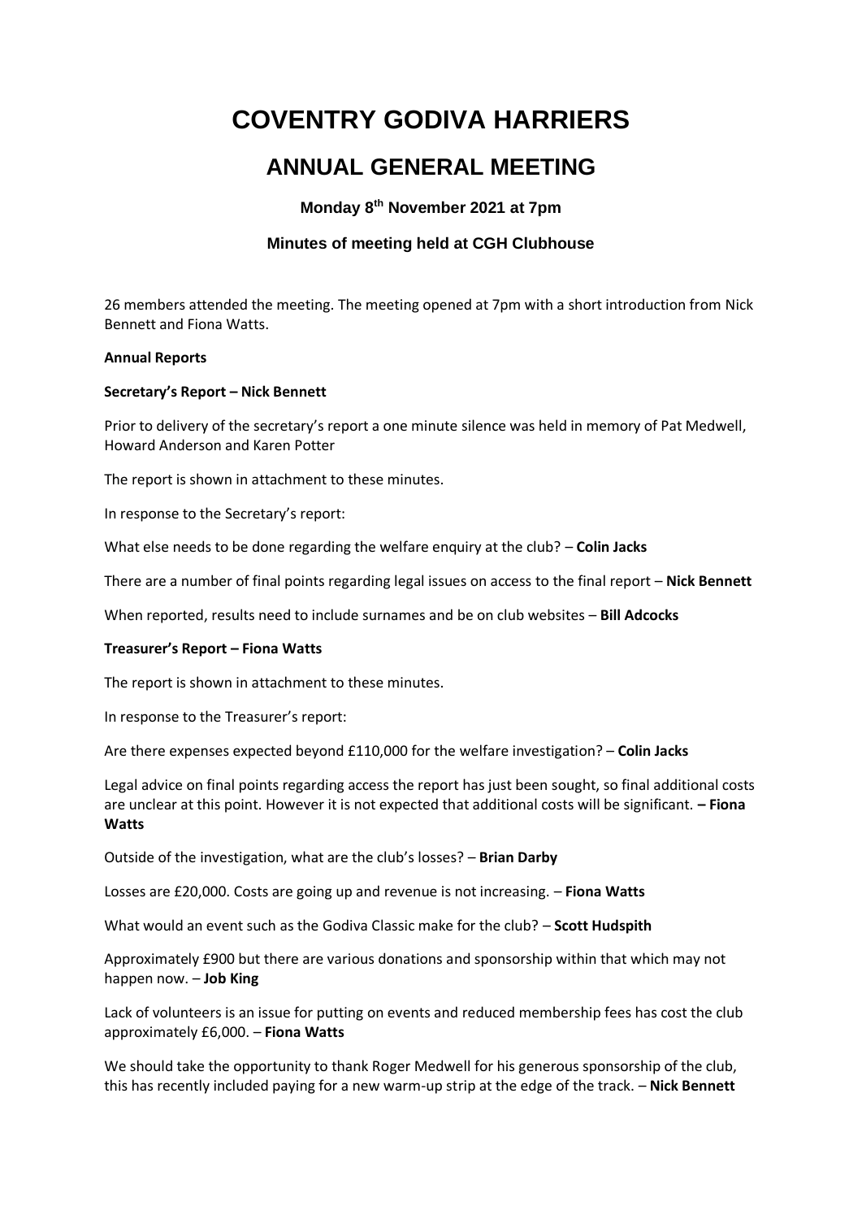# COVENTRY GODIVA HARRIERS

## ANNUAL GENERAL MEETING

### Monday 8th November 2021 at 7pm

### Minutes of meeting held at CGH Clubhouse

26 members attended the meeting. The meeting opened at 7pm with a short introduction from Nick Bennett and Fiona Watts.

**Annual Reports**

**Secretary's Report – Nick Bennett**

Prior to delivery of the secretary's report a one minute silence was held in memory of Pat Medwell, Howard Anderson and Karen Potter

The report is shown in attachment to these minutes.

In response to the Secretary's report:

What else needs to be done regarding the welfare enquiry at the club? – **Colin Jacks**

There are a number of final points regarding legal issues on access to the final report – **Nick Bennett**

When reported, results need to include surnames and be on club websites – **Bill Adcocks**

**Treasurer's Report – Fiona Watts**

The report is shown in attachment to these minutes.

In response to the Treasurer's report:

Are there expenses expected beyond £110,000 for the welfare investigation? – **Colin Jacks**

Legal advice on final points regarding access the report has just been sought, so final additional costs are unclear at this point. However it is not expected that additional costs will be significant. **– Fiona Watts**

Outside of the investigation, what are the club's losses? – **Brian Darby**

Losses are £20,000. Costs are going up and revenue is not increasing. – **Fiona Watts**

What would an event such as the Godiva Classic make for the club? – **Scott Hudspith**

Approximately £900 but there are various donations and sponsorship within that which may not happen now. – **Job King**

Lack of volunteers is an issue for putting on events and reduced membership fees has cost the club approximately £6,000. – **Fiona Watts**

We should take the opportunity to thank Roger Medwell for his generous sponsorship of the club, this has recently included paying for a new warm-up strip at the edge of the track. – **Nick Bennett**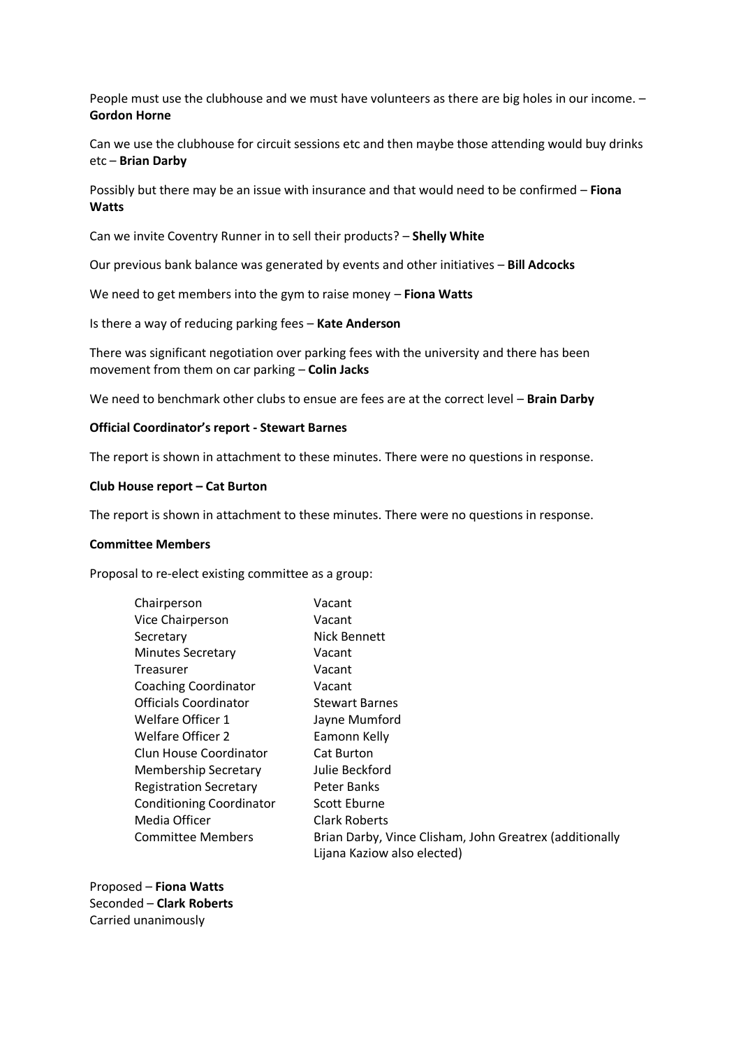People must use the clubhouse and we must have volunteers as there are big holes in our income. – **Gordon Horne**

Can we use the clubhouse for circuit sessions etc and then maybe those attending would buy drinks etc – **Brian Darby**

Possibly but there may be an issue with insurance and that would need to be confirmed – **Fiona Watts**

Can we invite Coventry Runner in to sell their products? – **Shelly White**

Our previous bank balance was generated by events and other initiatives – **Bill Adcocks**

We need to get members into the gym to raise money – **Fiona Watts**

Is there a way of reducing parking fees – **Kate Anderson**

There was significant negotiation over parking fees with the university and there has been movement from them on car parking – **Colin Jacks**

We need to benchmark other clubs to ensue are fees are at the correct level – **Brain Darby**

**Official Coordinator's report - Stewart Barnes**

The report is shown in attachment to these minutes. There were no questions in response.

**Club House report – Cat Burton**

The report is shown in attachment to these minutes. There were no questions in response.

**Committee Members**

Proposal to re-elect existing committee as a group:

| | |
|---|---|
| Chairperson | Vacant |
| Vice Chairperson | Vacant |
| Secretary | Nick Bennett |
| Minutes Secretary | Vacant |
| Treasurer | Vacant |
| Coaching Coordinator | Vacant |
| Officials Coordinator | Stewart Barnes |
| Welfare Officer 1 | Jayne Mumford |
| Welfare Officer 2 | Eamonn Kelly |
| Clun House Coordinator | Cat Burton |
| Membership Secretary | Julie Beckford |
| Registration Secretary | Peter Banks |
| Conditioning Coordinator | Scott Eburne |
| Media Officer | Clark Roberts |
| Committee Members | Brian Darby, Vince Clisham, John Greatrex (additionally Lijana Kaziow also elected) |

Proposed – **Fiona Watts**
Seconded – **Clark Roberts**
Carried unanimously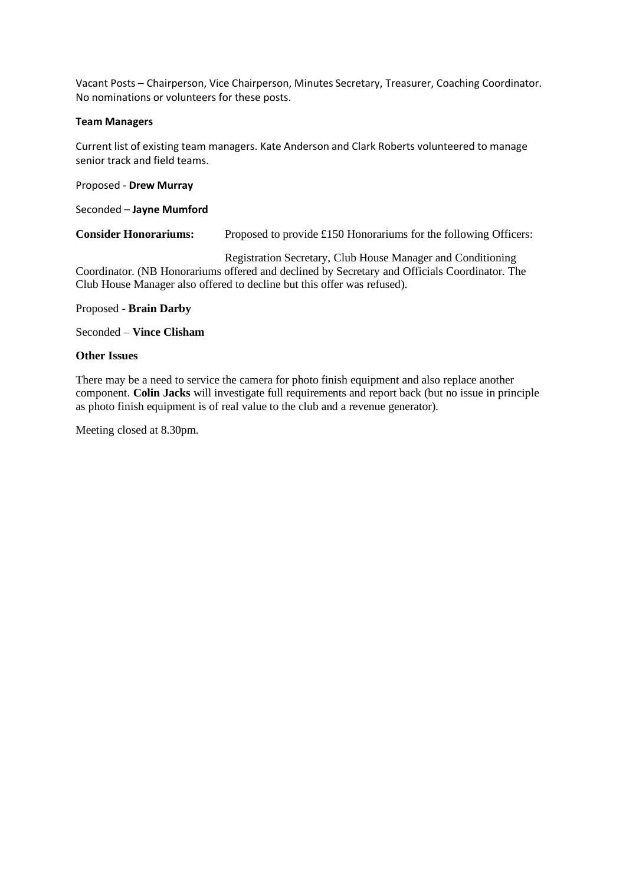Vacant Posts – Chairperson, Vice Chairperson, Minutes Secretary, Treasurer, Coaching Coordinator. No nominations or volunteers for these posts.

**Team Managers**

Current list of existing team managers. Kate Anderson and Clark Roberts volunteered to manage senior track and field teams.

Proposed - **Drew Murray**

Seconded – **Jayne Mumford**

**Consider Honorariums:** Proposed to provide £150 Honorariums for the following Officers: Registration Secretary, Club House Manager and Conditioning Coordinator. (NB Honorariums offered and declined by Secretary and Officials Coordinator. The Club House Manager also offered to decline but this offer was refused).

Proposed - **Brain Darby**

Seconded – **Vince Clisham**

**Other Issues**

There may be a need to service the camera for photo finish equipment and also replace another component. **Colin Jacks** will investigate full requirements and report back (but no issue in principle as photo finish equipment is of real value to the club and a revenue generator).

Meeting closed at 8.30pm.